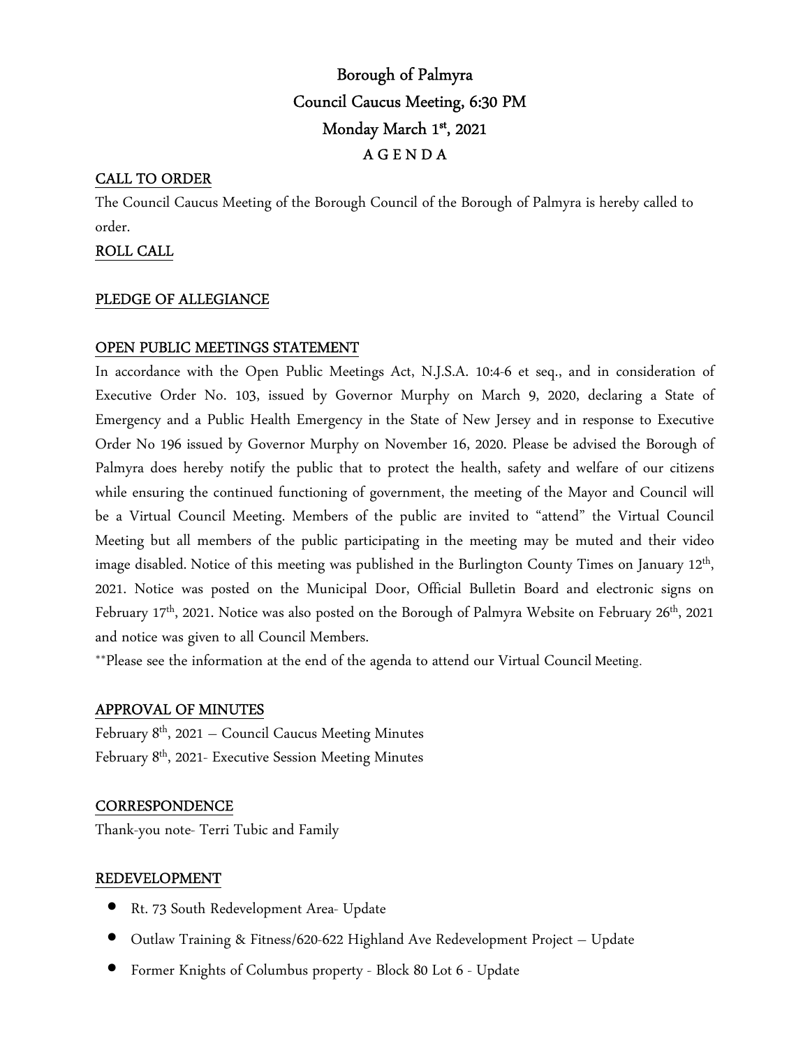# Borough of Palmyra
## Council Caucus Meeting, 6:30 PM
## Monday March 1st, 2021
## A G E N D A

**CALL TO ORDER**

The Council Caucus Meeting of the Borough Council of the Borough of Palmyra is hereby called to order.

**ROLL CALL**

**PLEDGE OF ALLEGIANCE**

**OPEN PUBLIC MEETINGS STATEMENT**

In accordance with the Open Public Meetings Act, N.J.S.A. 10:4-6 et seq., and in consideration of Executive Order No. 103, issued by Governor Murphy on March 9, 2020, declaring a State of Emergency and a Public Health Emergency in the State of New Jersey and in response to Executive Order No 196 issued by Governor Murphy on November 16, 2020. Please be advised the Borough of Palmyra does hereby notify the public that to protect the health, safety and welfare of our citizens while ensuring the continued functioning of government, the meeting of the Mayor and Council will be a Virtual Council Meeting. Members of the public are invited to "attend" the Virtual Council Meeting but all members of the public participating in the meeting may be muted and their video image disabled. Notice of this meeting was published in the Burlington County Times on January 12th, 2021. Notice was posted on the Municipal Door, Official Bulletin Board and electronic signs on February 17th, 2021. Notice was also posted on the Borough of Palmyra Website on February 26th, 2021 and notice was given to all Council Members.

**Please see the information at the end of the agenda to attend our Virtual Council Meeting.

**APPROVAL OF MINUTES**

February 8th, 2021 – Council Caucus Meeting Minutes
February 8th, 2021- Executive Session Meeting Minutes

**CORRESPONDENCE**

Thank-you note- Terri Tubic and Family

**REDEVELOPMENT**

- Rt. 73 South Redevelopment Area- Update
- Outlaw Training & Fitness/620-622 Highland Ave Redevelopment Project – Update
- Former Knights of Columbus property - Block 80 Lot 6 - Update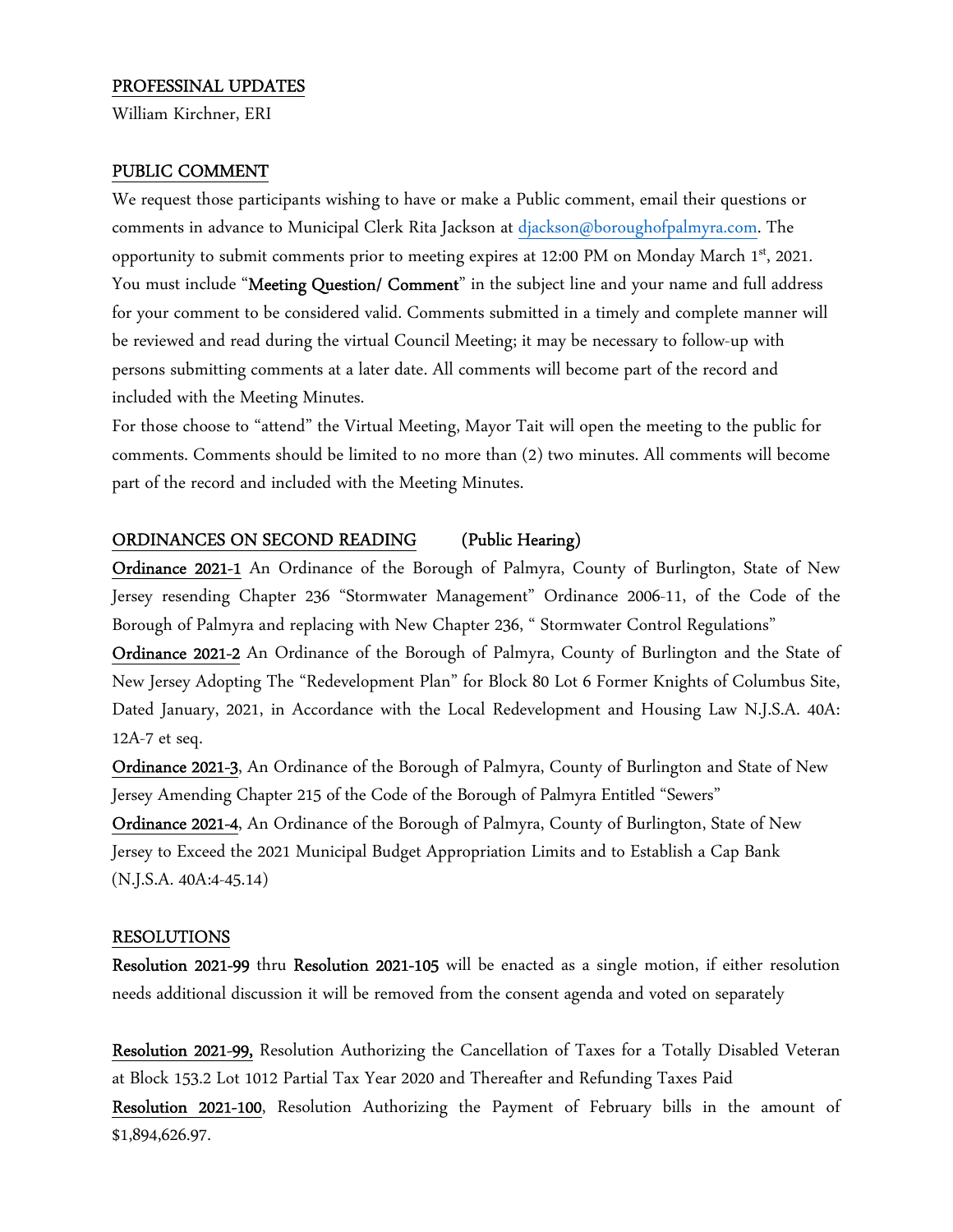## PROFESSINAL UPDATES

William Kirchner, ERI

## PUBLIC COMMENT

We request those participants wishing to have or make a Public comment, email their questions or comments in advance to Municipal Clerk Rita Jackson at djackson@boroughofpalmyra.com. The opportunity to submit comments prior to meeting expires at 12:00 PM on Monday March 1st, 2021. You must include "**Meeting Question/ Comment**" in the subject line and your name and full address for your comment to be considered valid. Comments submitted in a timely and complete manner will be reviewed and read during the virtual Council Meeting; it may be necessary to follow-up with persons submitting comments at a later date. All comments will become part of the record and included with the Meeting Minutes.

For those choose to "attend" the Virtual Meeting, Mayor Tait will open the meeting to the public for comments. Comments should be limited to no more than (2) two minutes. All comments will become part of the record and included with the Meeting Minutes.

## ORDINANCES ON SECOND READING (Public Hearing)

**Ordinance 2021-1** An Ordinance of the Borough of Palmyra, County of Burlington, State of New Jersey resending Chapter 236 "Stormwater Management" Ordinance 2006-11, of the Code of the Borough of Palmyra and replacing with New Chapter 236, " Stormwater Control Regulations"

**Ordinance 2021-2** An Ordinance of the Borough of Palmyra, County of Burlington and the State of New Jersey Adopting The "Redevelopment Plan" for Block 80 Lot 6 Former Knights of Columbus Site, Dated January, 2021, in Accordance with the Local Redevelopment and Housing Law N.J.S.A. 40A: 12A-7 et seq.

**Ordinance 2021-3**, An Ordinance of the Borough of Palmyra, County of Burlington and State of New Jersey Amending Chapter 215 of the Code of the Borough of Palmyra Entitled "Sewers"

**Ordinance 2021-4**, An Ordinance of the Borough of Palmyra, County of Burlington, State of New Jersey to Exceed the 2021 Municipal Budget Appropriation Limits and to Establish a Cap Bank (N.J.S.A. 40A:4-45.14)

## RESOLUTIONS

**Resolution 2021-99** thru **Resolution 2021-105** will be enacted as a single motion, if either resolution needs additional discussion it will be removed from the consent agenda and voted on separately

**Resolution 2021-99,** Resolution Authorizing the Cancellation of Taxes for a Totally Disabled Veteran at Block 153.2 Lot 1012 Partial Tax Year 2020 and Thereafter and Refunding Taxes Paid

**Resolution 2021-100**, Resolution Authorizing the Payment of February bills in the amount of $1,894,626.97.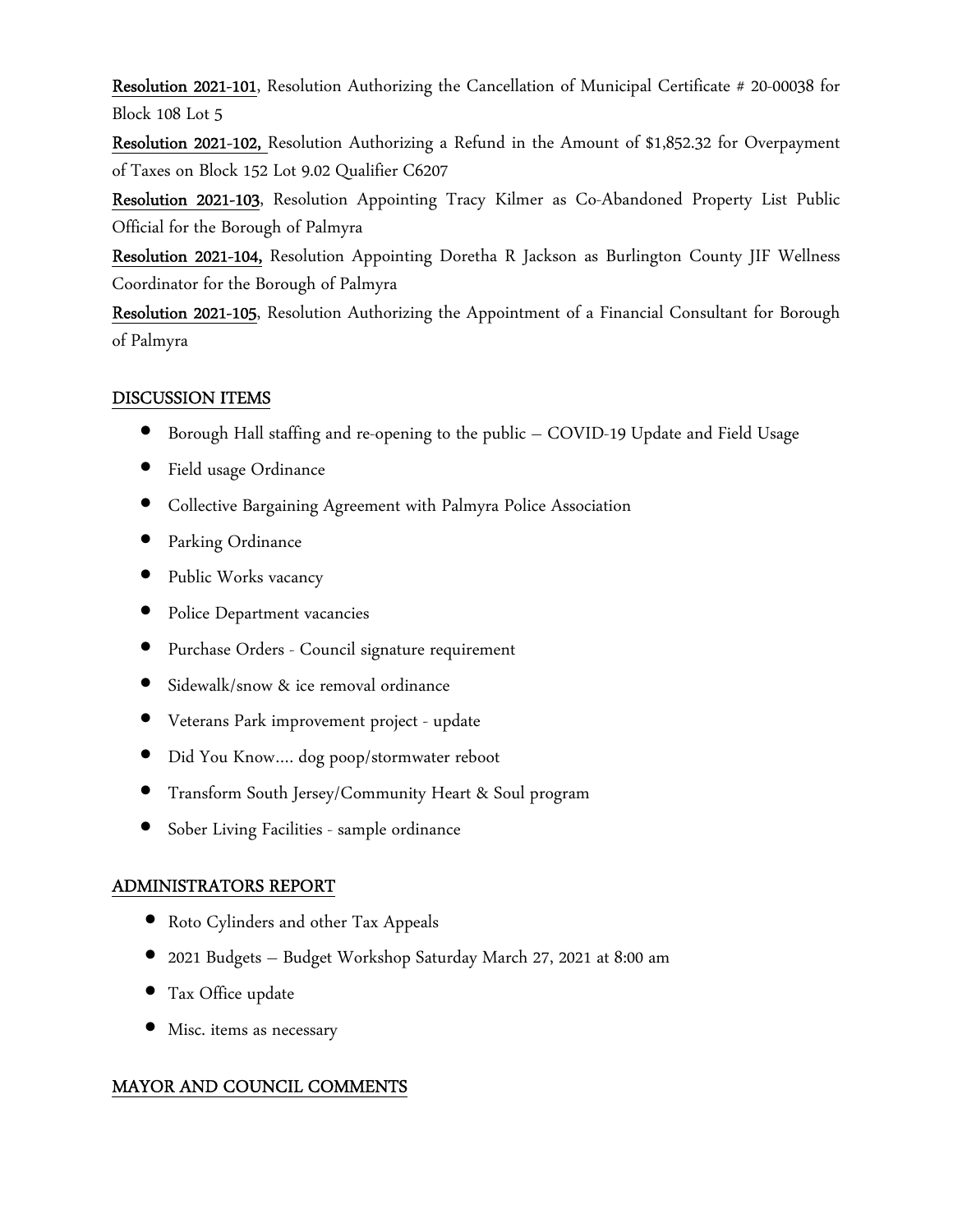**Resolution 2021-101**, Resolution Authorizing the Cancellation of Municipal Certificate # 20-00038 for Block 108 Lot 5

**Resolution 2021-102,** Resolution Authorizing a Refund in the Amount of $1,852.32 for Overpayment of Taxes on Block 152 Lot 9.02 Qualifier C6207

**Resolution 2021-103**, Resolution Appointing Tracy Kilmer as Co-Abandoned Property List Public Official for the Borough of Palmyra

**Resolution 2021-104,** Resolution Appointing Doretha R Jackson as Burlington County JIF Wellness Coordinator for the Borough of Palmyra

**Resolution 2021-105**, Resolution Authorizing the Appointment of a Financial Consultant for Borough of Palmyra

## DISCUSSION ITEMS

- Borough Hall staffing and re-opening to the public – COVID-19 Update and Field Usage
- Field usage Ordinance
- Collective Bargaining Agreement with Palmyra Police Association
- Parking Ordinance
- Public Works vacancy
- Police Department vacancies
- Purchase Orders - Council signature requirement
- Sidewalk/snow & ice removal ordinance
- Veterans Park improvement project - update
- Did You Know.... dog poop/stormwater reboot
- Transform South Jersey/Community Heart & Soul program
- Sober Living Facilities - sample ordinance

## ADMINISTRATORS REPORT

- Roto Cylinders and other Tax Appeals
- 2021 Budgets – Budget Workshop Saturday March 27, 2021 at 8:00 am
- Tax Office update
- Misc. items as necessary

## MAYOR AND COUNCIL COMMENTS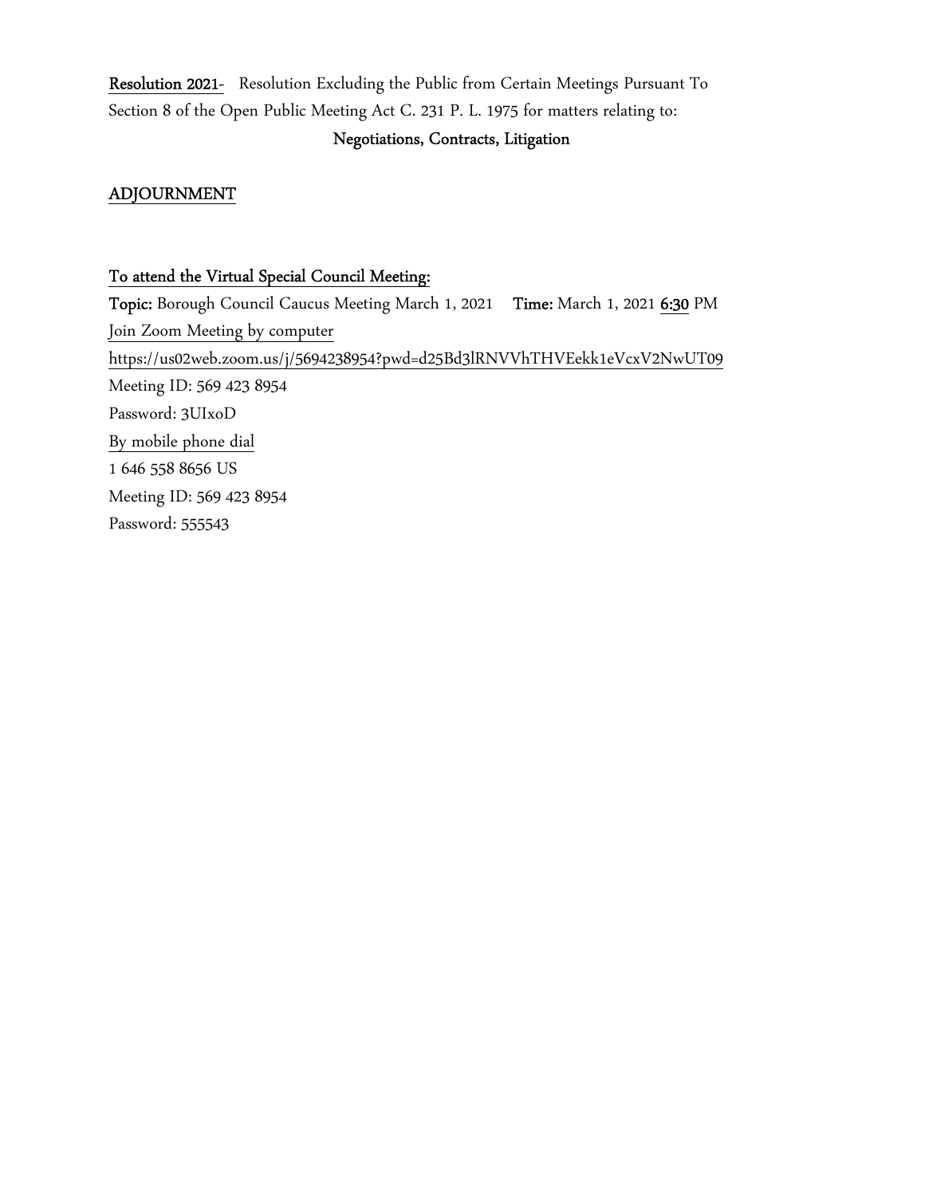**Resolution 2021-** Resolution Excluding the Public from Certain Meetings Pursuant To Section 8 of the Open Public Meeting Act C. 231 P. L. 1975 for matters relating to:

**Negotiations, Contracts, Litigation**

ADJOURNMENT

To attend the Virtual Special Council Meeting:

**Topic:** Borough Council Caucus Meeting March 1, 2021 **Time:** March 1, 2021 **6:30** PM

Join Zoom Meeting by computer

https://us02web.zoom.us/j/5694238954?pwd=d25Bd3lRNVVhTHVEekk1eVcxV2NwUT09

Meeting ID: 569 423 8954

Password: 3UIxoD

By mobile phone dial

1 646 558 8656 US

Meeting ID: 569 423 8954

Password: 555543